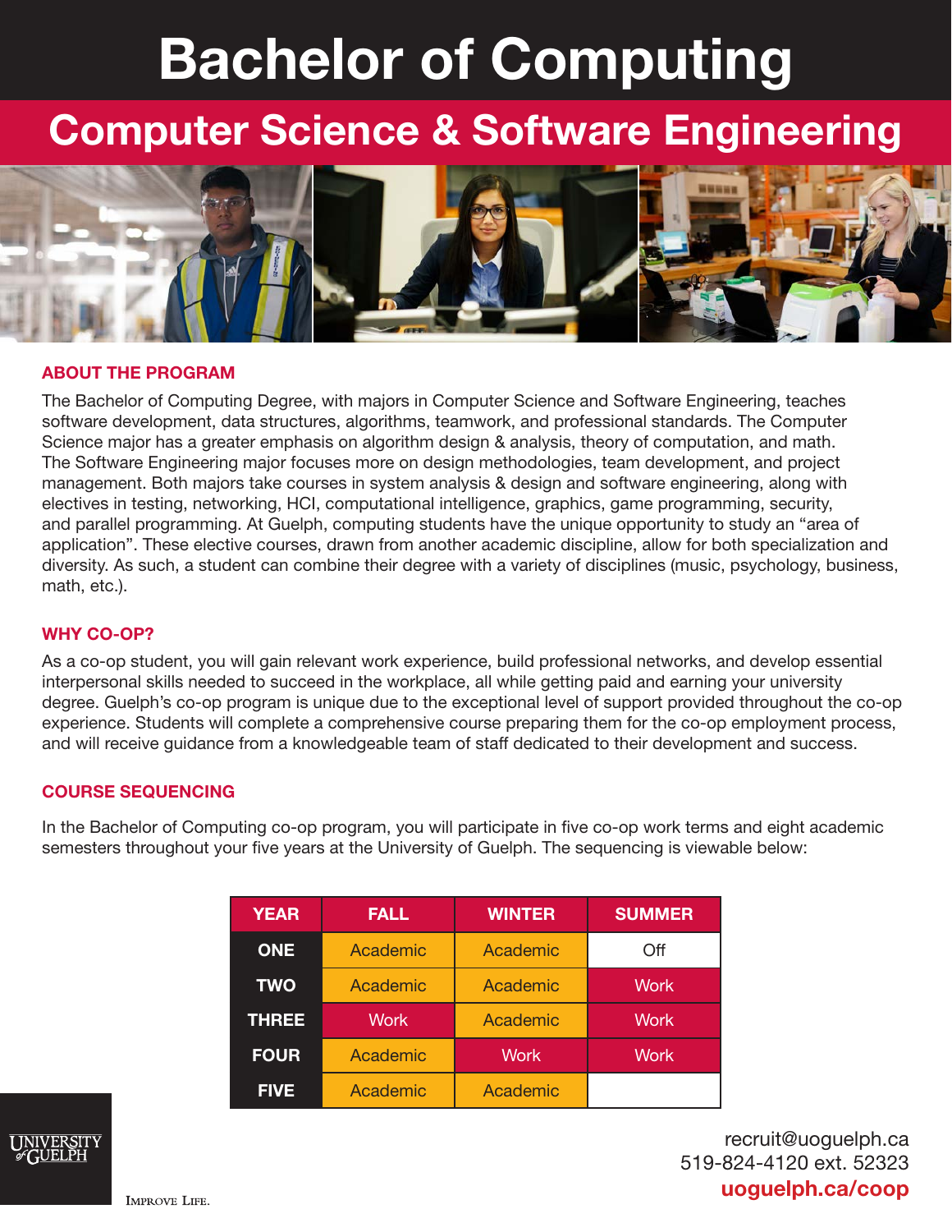# Bachelor of Computing

## Computer Science & Software Engineering

### ABOUT THE PROGRAM

The Bachelor of Computing Degree, with majors in Computer Science and Software Engineering, teaches software development, data structures, algorithms, teamwork, and professional standards. The Computer Science major has a greater emphasis on algorithm design & analysis, theory of computation, and math. The Software Engineering major focuses more on design methodologies, team development, and project management. Both majors take courses in system analysis & design and software engineering, along with electives in testing, networking, HCI, computational intelligence, graphics, game programming, security, and parallel programming. At Guelph, computing students have the unique opportunity to study an "area of application". These elective courses, drawn from another academic discipline, allow for both specialization and diversity. As such, a student can combine their degree with a variety of disciplines (music, psychology, business, math, etc.).

### WHY CO-OP?

As a co-op student, you will gain relevant work experience, build professional networks, and develop essential interpersonal skills needed to succeed in the workplace, all while getting paid and earning your university degree. Guelph's co-op program is unique due to the exceptional level of support provided throughout the co-op experience. Students will complete a comprehensive course preparing them for the co-op employment process, and will receive guidance from a knowledgeable team of staff dedicated to their development and success.

### COURSE SEQUENCING

In the Bachelor of Computing co-op program, you will participate in five co-op work terms and eight academic semesters throughout your five years at the University of Guelph. The sequencing is viewable below:

| YEAR | FALL | WINTER | SUMMER |
|---|---|---|---|
| ONE | Academic | Academic | Off |
| TWO | Academic | Academic | Work |
| THREE | Work | Academic | Work |
| FOUR | Academic | Work | Work |
| FIVE | Academic | Academic | |

UNIVERSITY of GUELPH

IMPROVE LIFE.

recruit@uoguelph.ca
519-824-4120 ext. 52323
**uoguelph.ca/coop**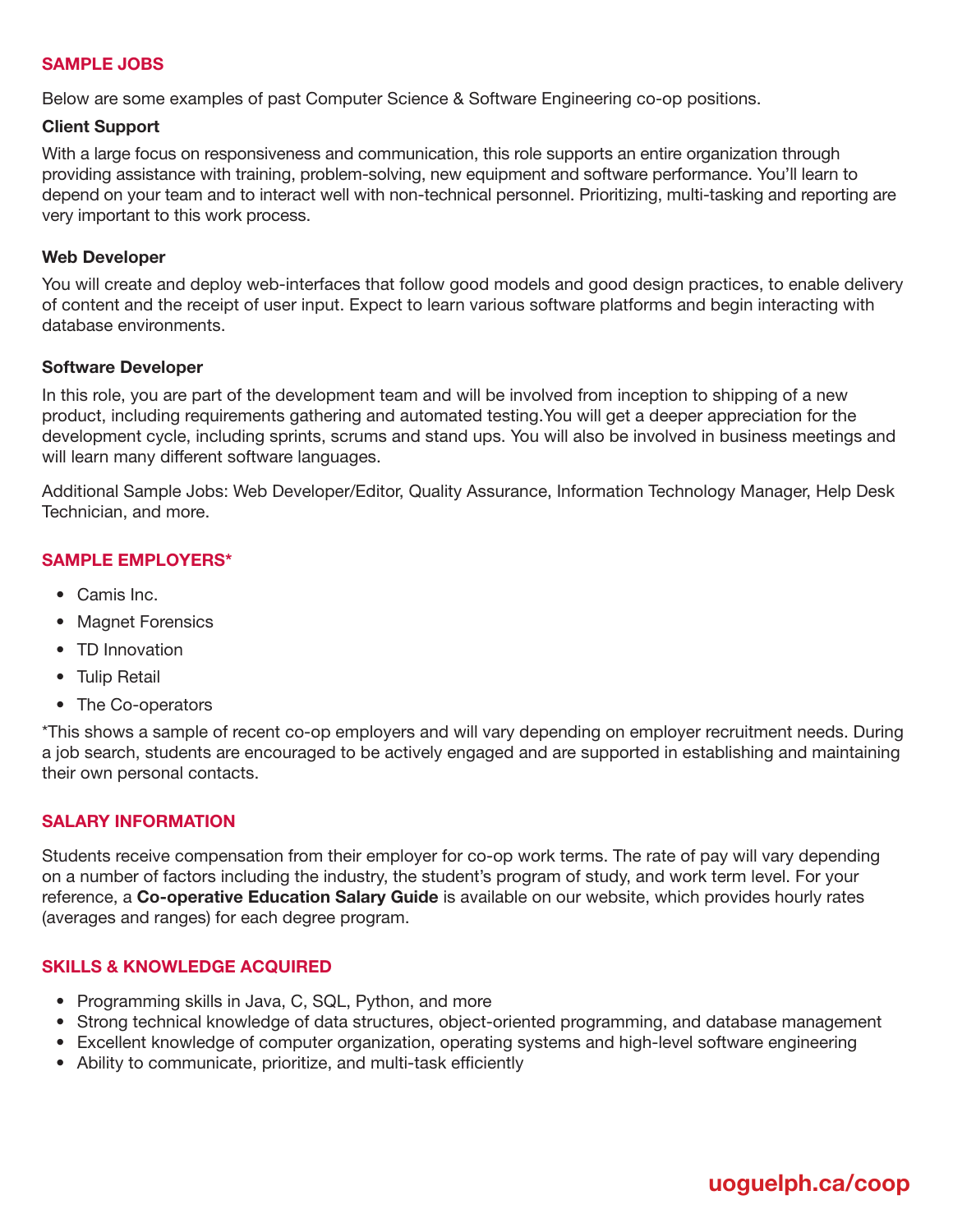## SAMPLE JOBS

Below are some examples of past Computer Science & Software Engineering co-op positions.

### Client Support

With a large focus on responsiveness and communication, this role supports an entire organization through providing assistance with training, problem-solving, new equipment and software performance. You'll learn to depend on your team and to interact well with non-technical personnel. Prioritizing, multi-tasking and reporting are very important to this work process.

### Web Developer

You will create and deploy web-interfaces that follow good models and good design practices, to enable delivery of content and the receipt of user input. Expect to learn various software platforms and begin interacting with database environments.

### Software Developer

In this role, you are part of the development team and will be involved from inception to shipping of a new product, including requirements gathering and automated testing.You will get a deeper appreciation for the development cycle, including sprints, scrums and stand ups. You will also be involved in business meetings and will learn many different software languages.

Additional Sample Jobs: Web Developer/Editor, Quality Assurance, Information Technology Manager, Help Desk Technician, and more.

## SAMPLE EMPLOYERS*

- Camis Inc.
- Magnet Forensics
- TD Innovation
- Tulip Retail
- The Co-operators

*This shows a sample of recent co-op employers and will vary depending on employer recruitment needs. During a job search, students are encouraged to be actively engaged and are supported in establishing and maintaining their own personal contacts.

## SALARY INFORMATION

Students receive compensation from their employer for co-op work terms. The rate of pay will vary depending on a number of factors including the industry, the student's program of study, and work term level. For your reference, a **Co-operative Education Salary Guide** is available on our website, which provides hourly rates (averages and ranges) for each degree program.

## SKILLS & KNOWLEDGE ACQUIRED

- Programming skills in Java, C, SQL, Python, and more
- Strong technical knowledge of data structures, object-oriented programming, and database management
- Excellent knowledge of computer organization, operating systems and high-level software engineering
- Ability to communicate, prioritize, and multi-task efficiently

**uoguelph.ca/coop**